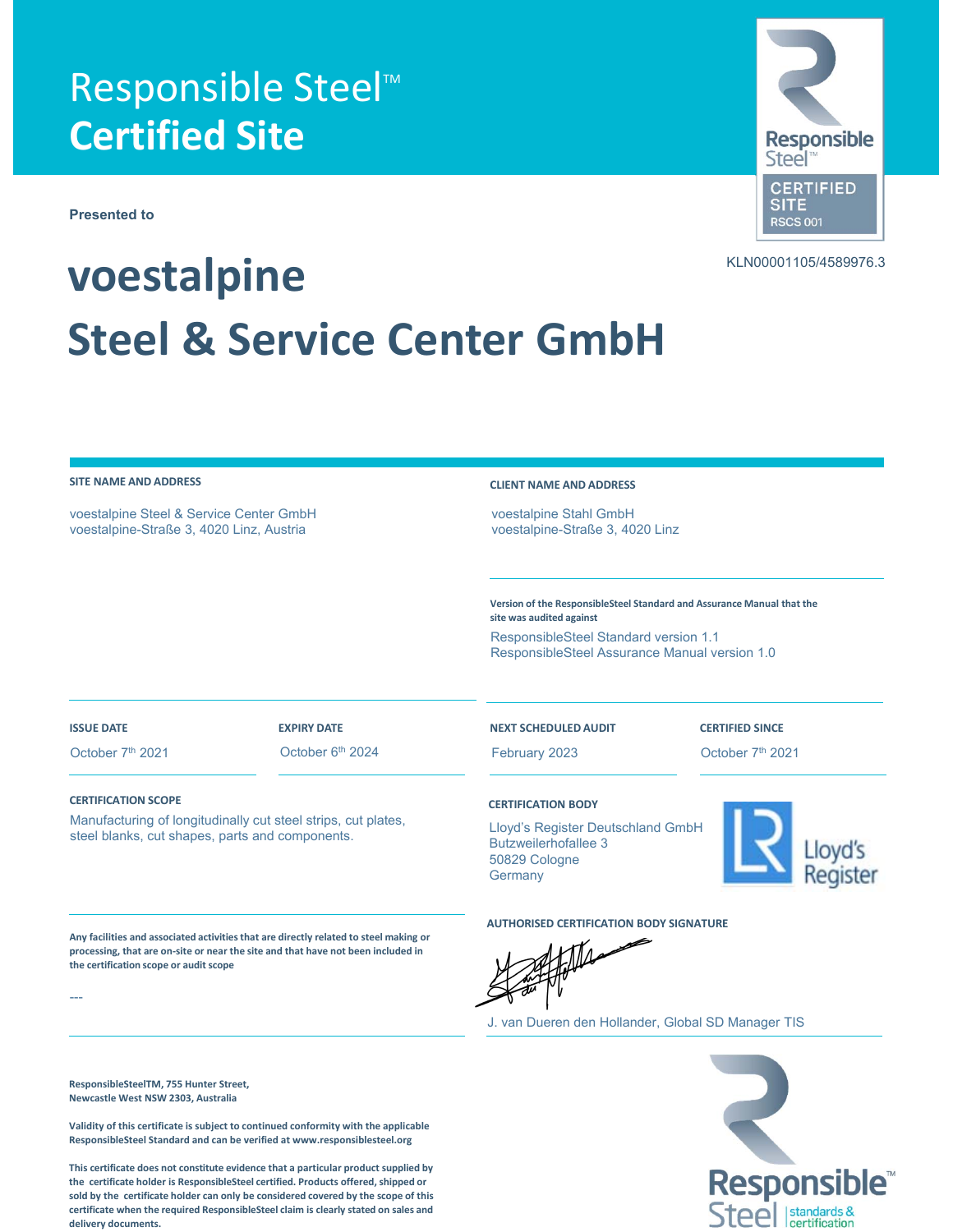# Responsible Steel™ Certified Site

Responsible Steel™
CERTIFIED SITE
RSCS 001

KLN00001105/4589976.3

**Presented to**

# voestalpine Steel & Service Center GmbH

**SITE NAME AND ADDRESS**

voestalpine Steel & Service Center GmbH
voestalpine-Straße 3, 4020 Linz, Austria

**CLIENT NAME AND ADDRESS**

voestalpine Stahl GmbH
voestalpine-Straße 3, 4020 Linz

**Version of the ResponsibleSteel Standard and Assurance Manual that the site was audited against**

ResponsibleSteel Standard version 1.1
ResponsibleSteel Assurance Manual version 1.0

| ISSUE DATE | EXPIRY DATE | NEXT SCHEDULED AUDIT | CERTIFIED SINCE |
|---|---|---|---|
| October 7th 2021 | October 6th 2024 | February 2023 | October 7th 2021 |

**CERTIFICATION SCOPE**

Manufacturing of longitudinally cut steel strips, cut plates, steel blanks, cut shapes, parts and components.

**CERTIFICATION BODY**

Lloyd's Register Deutschland GmbH
Butzweilerhofallee 3
50829 Cologne
Germany

Lloyd's Register

**Any facilities and associated activities that are directly related to steel making or processing, that are on-site or near the site and that have not been included in the certification scope or audit scope**

---

**AUTHORISED CERTIFICATION BODY SIGNATURE**

J. van Dueren den Hollander, Global SD Manager TIS

**ResponsibleSteelTM, 755 Hunter Street, Newcastle West NSW 2303, Australia**

**Validity of this certificate is subject to continued conformity with the applicable ResponsibleSteel Standard and can be verified at www.responsiblesteel.org**

**This certificate does not constitute evidence that a particular product supplied by the certificate holder is ResponsibleSteel certified. Products offered, shipped or sold by the certificate holder can only be considered covered by the scope of this certificate when the required ResponsibleSteel claim is clearly stated on sales and delivery documents.**

Responsible™ Steel | standards & certification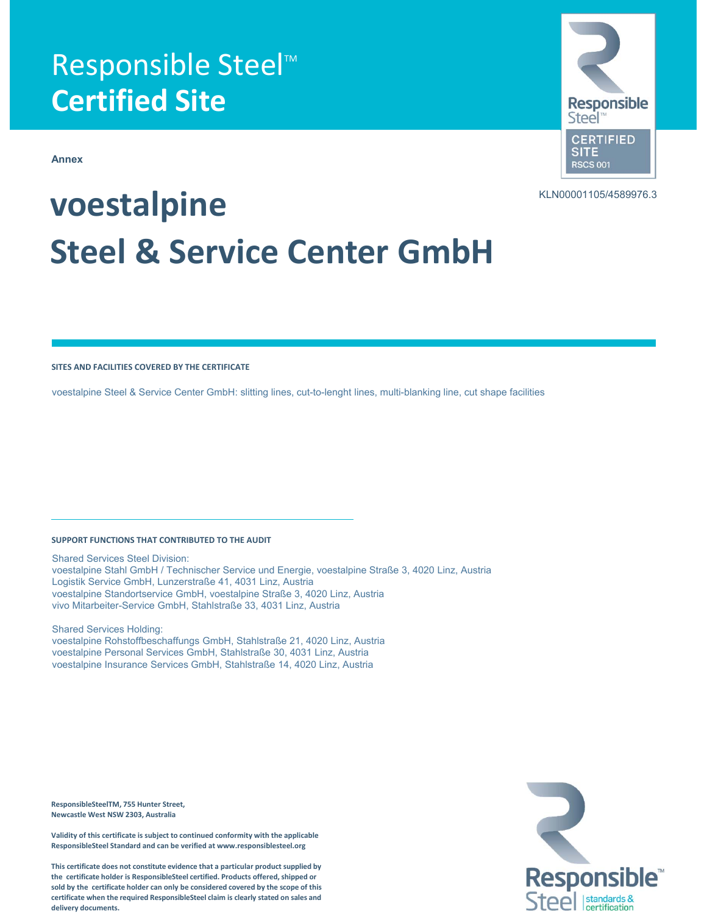Responsible Steel™
**Certified Site**

Responsible Steel™
CERTIFIED SITE
RSCS 001

Annex

KLN00001105/4589976.3

# voestalpine Steel & Service Center GmbH

**SITES AND FACILITIES COVERED BY THE CERTIFICATE**

voestalpine Steel & Service Center GmbH: slitting lines, cut-to-lenght lines, multi-blanking line, cut shape facilities

**SUPPORT FUNCTIONS THAT CONTRIBUTED TO THE AUDIT**

Shared Services Steel Division:
voestalpine Stahl GmbH / Technischer Service und Energie, voestalpine Straße 3, 4020 Linz, Austria
Logistik Service GmbH, Lunzerstraße 41, 4031 Linz, Austria
voestalpine Standortservice GmbH, voestalpine Straße 3, 4020 Linz, Austria
vivo Mitarbeiter-Service GmbH, Stahlstraße 33, 4031 Linz, Austria

Shared Services Holding:
voestalpine Rohstoffbeschaffungs GmbH, Stahlstraße 21, 4020 Linz, Austria
voestalpine Personal Services GmbH, Stahlstraße 30, 4031 Linz, Austria
voestalpine Insurance Services GmbH, Stahlstraße 14, 4020 Linz, Austria

**ResponsibleSteelTM, 755 Hunter Street, Newcastle West NSW 2303, Australia**

**Validity of this certificate is subject to continued conformity with the applicable ResponsibleSteel Standard and can be verified at www.responsiblesteel.org**

**This certificate does not constitute evidence that a particular product supplied by the certificate holder is ResponsibleSteel certified. Products offered, shipped or sold by the certificate holder can only be considered covered by the scope of this certificate when the required ResponsibleSteel claim is clearly stated on sales and delivery documents.**

Responsible™ Steel | standards & certification